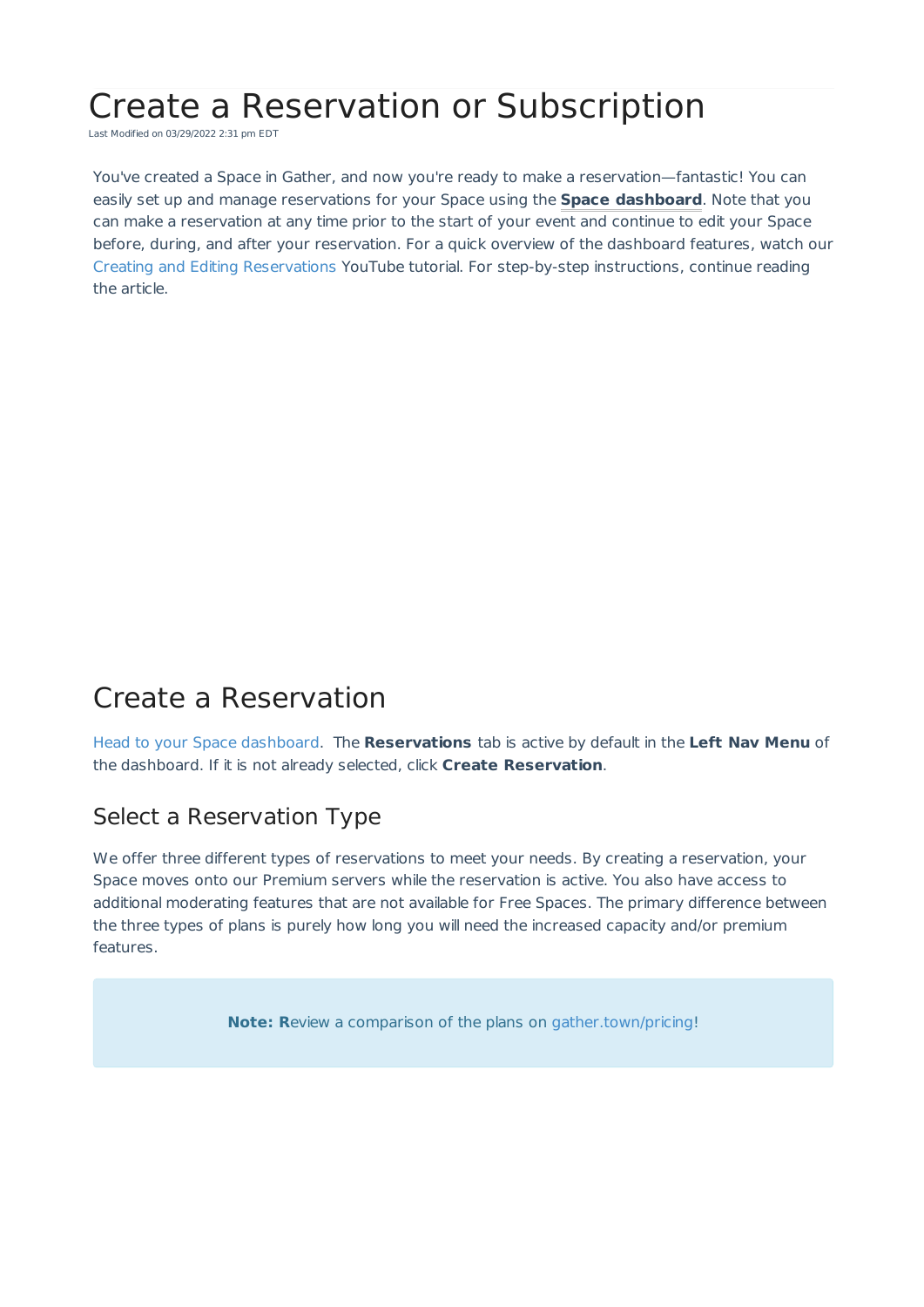# Create a Reservation or Subscription

Last Modified on 03/29/2022 2:31 pm EDT

You've created a Space in Gather, and now you're ready to make a reservation—fantastic! You can easily set up and manage reservations for your Space using the **Space dashboard**. Note that you can make a reservation at any time prior to the start of your event and continue to edit your Space before, during, and after your reservation. For a quick overview of the dashboard features, watch our Creating and Editing Reservations YouTube tutorial. For step-by-step instructions, continue reading the article.

## Create a Reservation

Head to your Space dashboard. The **Reservations** tab is active by default in the **Left Nav Menu** of the dashboard. If it is not already selected, click **Create Reservation**.

### Select a Reservation Type

We offer three different types of reservations to meet your needs. By creating a reservation, your Space moves onto our Premium servers while the reservation is active. You also have access to additional moderating features that are not available for Free Spaces. The primary difference between the three types of plans is purely how long you will need the increased capacity and/or premium features.

> **Note: R**eview a comparison of the plans on gather.town/pricing!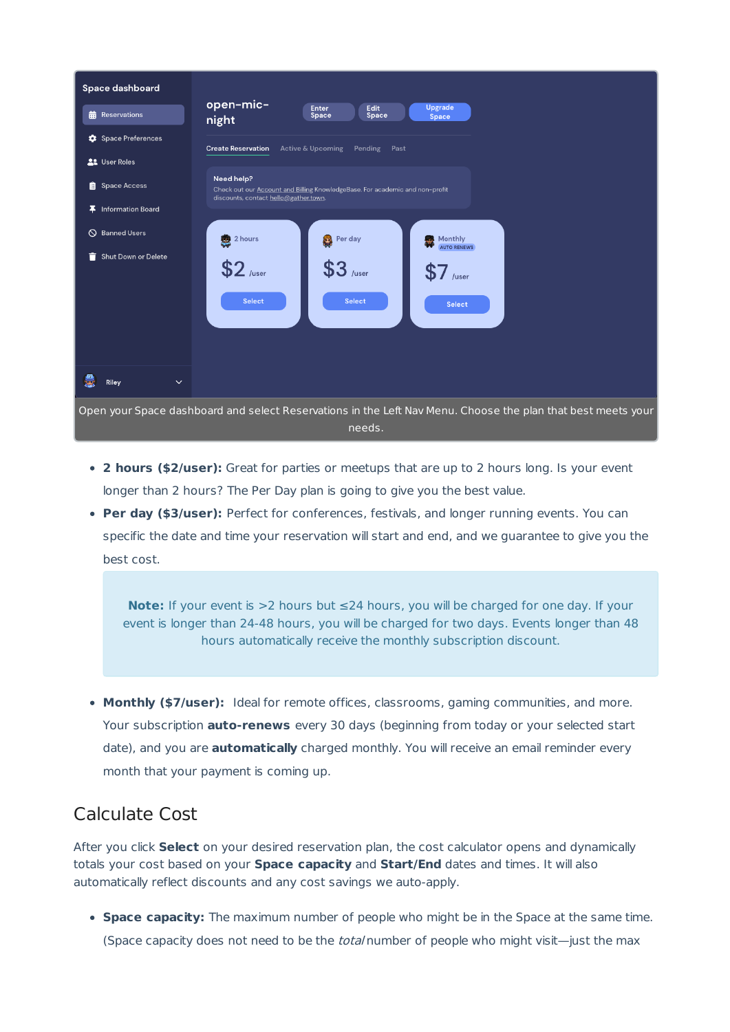Open your Space dashboard and select Reservations in the Left Nav Menu. Choose the plan that best meets your needs.

- **2 hours ($2/user):** Great for parties or meetups that are up to 2 hours long. Is your event longer than 2 hours? The Per Day plan is going to give you the best value.
- **Per day ($3/user):** Perfect for conferences, festivals, and longer running events. You can specific the date and time your reservation will start and end, and we guarantee to give you the best cost.

> **Note:** If your event is >2 hours but ≤24 hours, you will be charged for one day. If your event is longer than 24-48 hours, you will be charged for two days. Events longer than 48 hours automatically receive the monthly subscription discount.

- **Monthly ($7/user):** Ideal for remote offices, classrooms, gaming communities, and more. Your subscription **auto-renews** every 30 days (beginning from today or your selected start date), and you are **automatically** charged monthly. You will receive an email reminder every month that your payment is coming up.

## Calculate Cost

After you click **Select** on your desired reservation plan, the cost calculator opens and dynamically totals your cost based on your **Space capacity** and **Start/End** dates and times. It will also automatically reflect discounts and any cost savings we auto-apply.

- **Space capacity:** The maximum number of people who might be in the Space at the same time. (Space capacity does not need to be the *total* number of people who might visit—just the max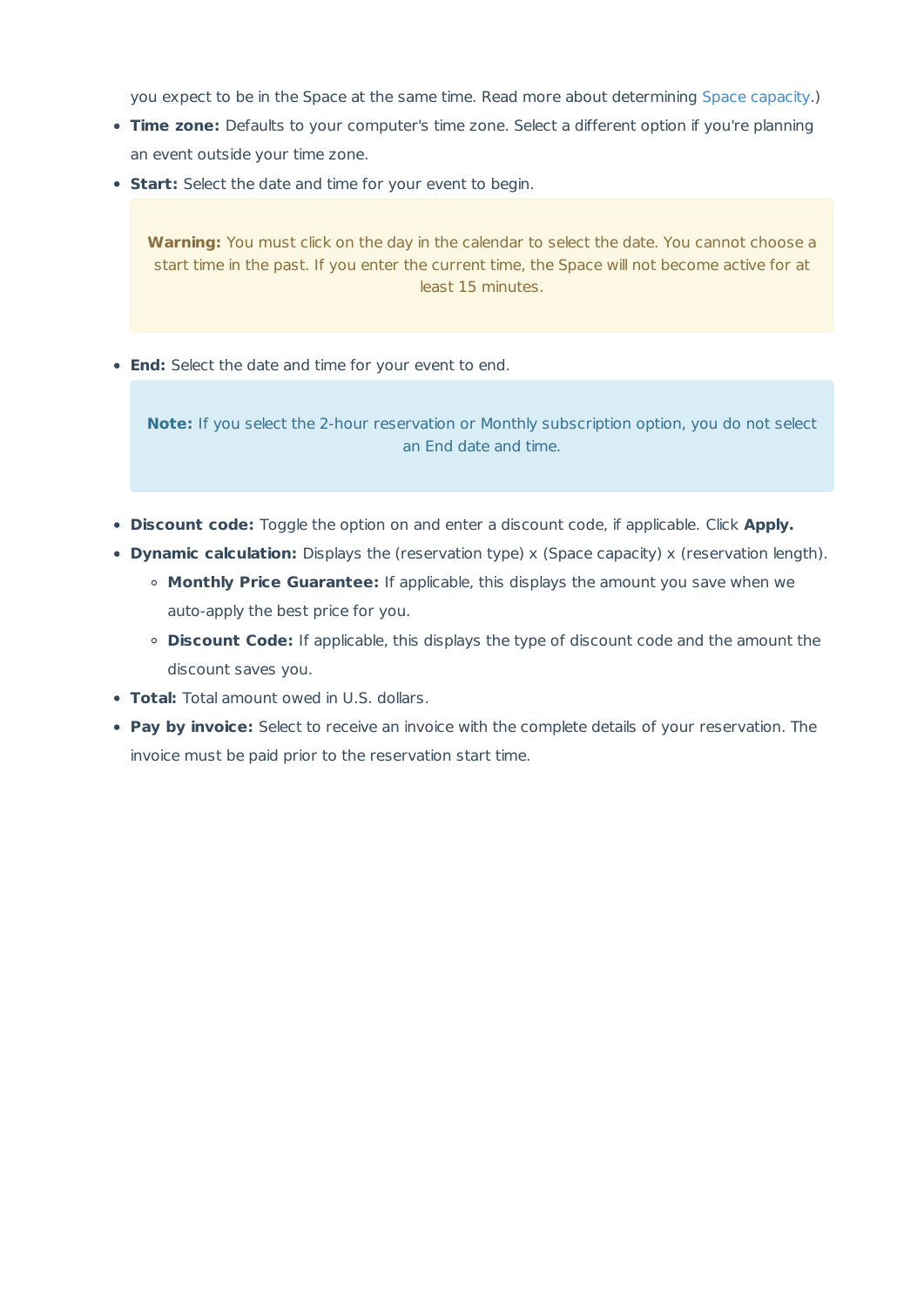you expect to be in the Space at the same time. Read more about determining Space capacity.)

- **Time zone:** Defaults to your computer's time zone. Select a different option if you're planning an event outside your time zone.
- **Start:** Select the date and time for your event to begin.

> **Warning:** You must click on the day in the calendar to select the date. You cannot choose a start time in the past. If you enter the current time, the Space will not become active for at least 15 minutes.

- **End:** Select the date and time for your event to end.

> **Note:** If you select the 2-hour reservation or Monthly subscription option, you do not select an End date and time.

- **Discount code:** Toggle the option on and enter a discount code, if applicable. Click **Apply.**
- **Dynamic calculation:** Displays the (reservation type) x (Space capacity) x (reservation length).
  - **Monthly Price Guarantee:** If applicable, this displays the amount you save when we auto-apply the best price for you.
  - **Discount Code:** If applicable, this displays the type of discount code and the amount the discount saves you.
- **Total:** Total amount owed in U.S. dollars.
- **Pay by invoice:** Select to receive an invoice with the complete details of your reservation. The invoice must be paid prior to the reservation start time.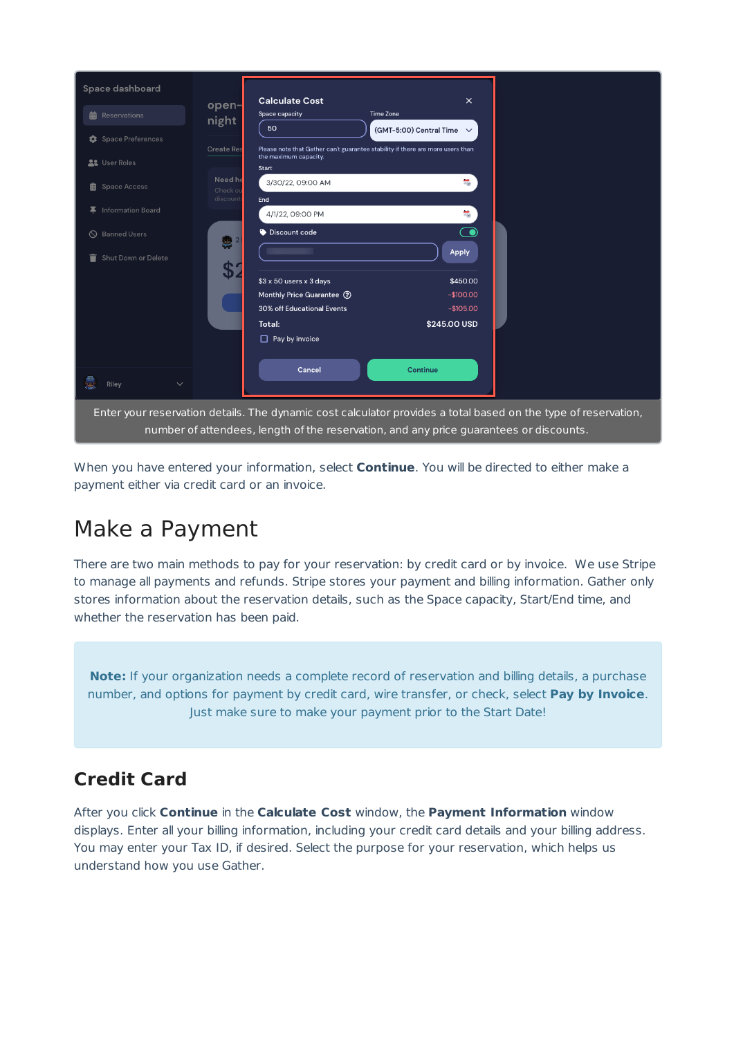Enter your reservation details. The dynamic cost calculator provides a total based on the type of reservation, number of attendees, length of the reservation, and any price guarantees or discounts.

When you have entered your information, select **Continue**. You will be directed to either make a payment either via credit card or an invoice.

# Make a Payment

There are two main methods to pay for your reservation: by credit card or by invoice. We use Stripe to manage all payments and refunds. Stripe stores your payment and billing information. Gather only stores information about the reservation details, such as the Space capacity, Start/End time, and whether the reservation has been paid.

> **Note:** If your organization needs a complete record of reservation and billing details, a purchase number, and options for payment by credit card, wire transfer, or check, select **Pay by Invoice**. Just make sure to make your payment prior to the Start Date!

## Credit Card

After you click **Continue** in the **Calculate Cost** window, the **Payment Information** window displays. Enter all your billing information, including your credit card details and your billing address. You may enter your Tax ID, if desired. Select the purpose for your reservation, which helps us understand how you use Gather.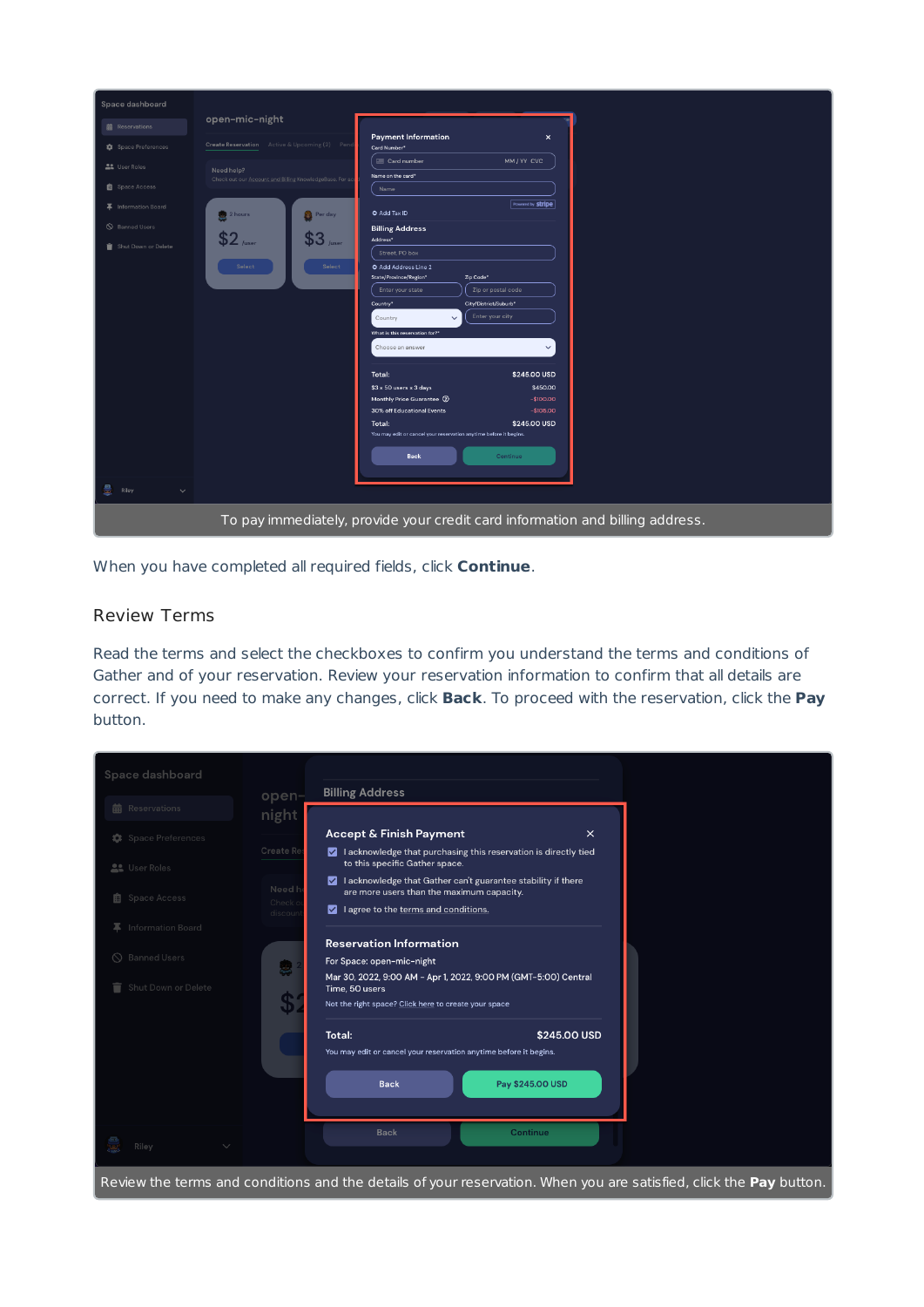To pay immediately, provide your credit card information and billing address.

When you have completed all required fields, click **Continue**.

## Review Terms

Read the terms and select the checkboxes to confirm you understand the terms and conditions of Gather and of your reservation. Review your reservation information to confirm that all details are correct. If you need to make any changes, click **Back**. To proceed with the reservation, click the **Pay** button.

Review the terms and conditions and the details of your reservation. When you are satisfied, click the **Pay** button.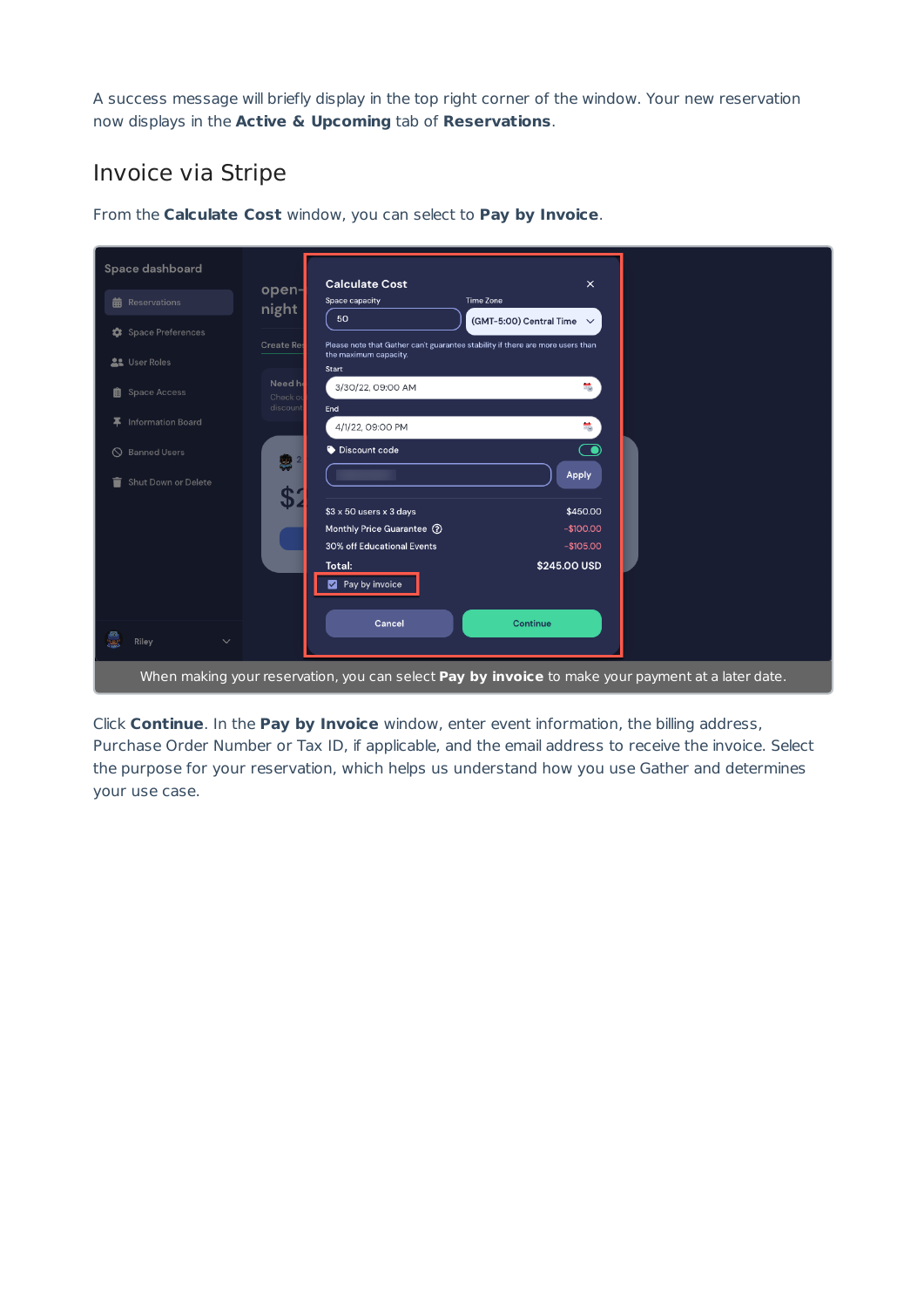A success message will briefly display in the top right corner of the window. Your new reservation now displays in the **Active & Upcoming** tab of **Reservations**.

## Invoice via Stripe

From the **Calculate Cost** window, you can select to **Pay by Invoice**.

When making your reservation, you can select **Pay by invoice** to make your payment at a later date.

Click **Continue**. In the **Pay by Invoice** window, enter event information, the billing address, Purchase Order Number or Tax ID, if applicable, and the email address to receive the invoice. Select the purpose for your reservation, which helps us understand how you use Gather and determines your use case.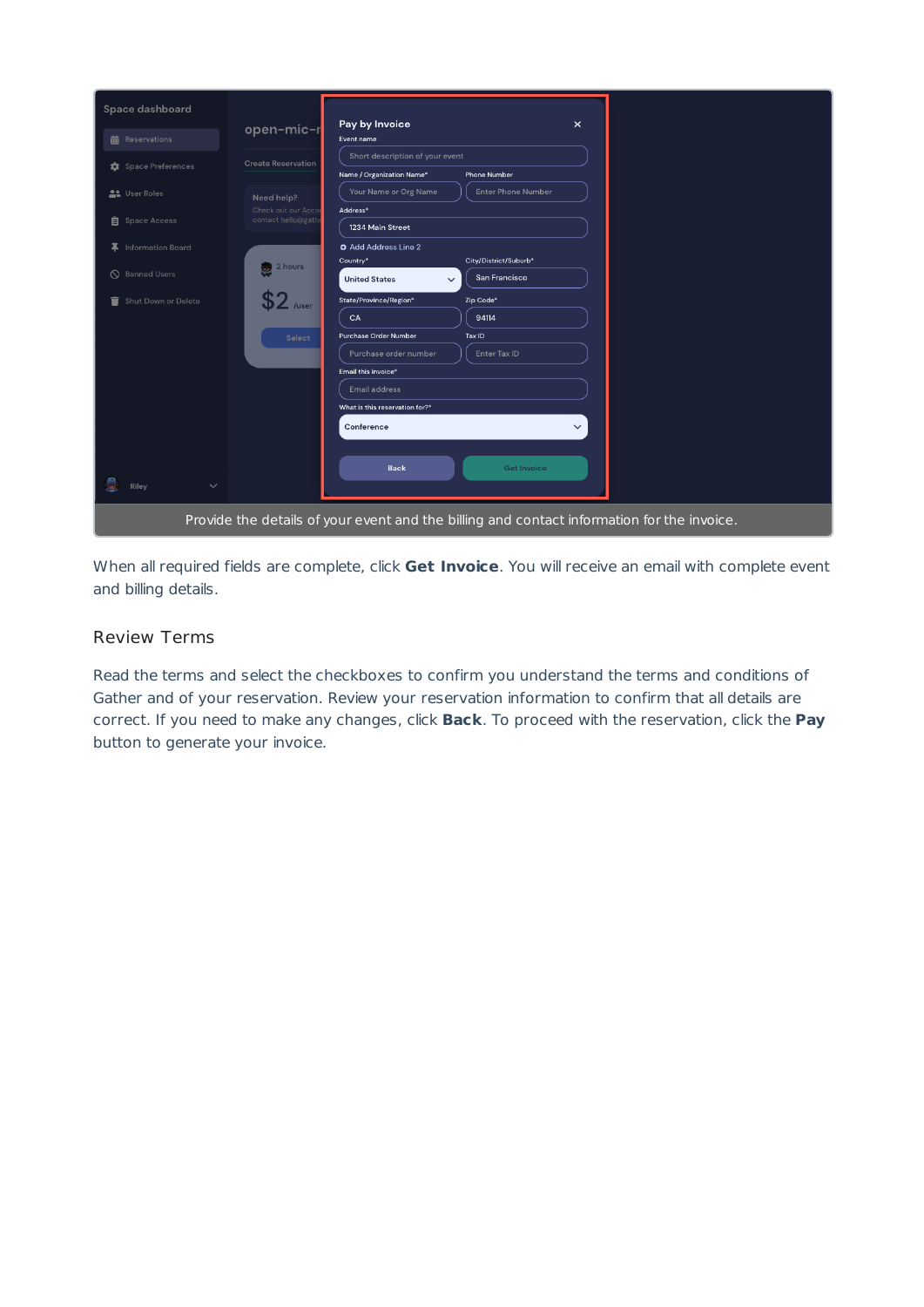Provide the details of your event and the billing and contact information for the invoice.

When all required fields are complete, click **Get Invoice**. You will receive an email with complete event and billing details.

## Review Terms

Read the terms and select the checkboxes to confirm you understand the terms and conditions of Gather and of your reservation. Review your reservation information to confirm that all details are correct. If you need to make any changes, click **Back**. To proceed with the reservation, click the **Pay** button to generate your invoice.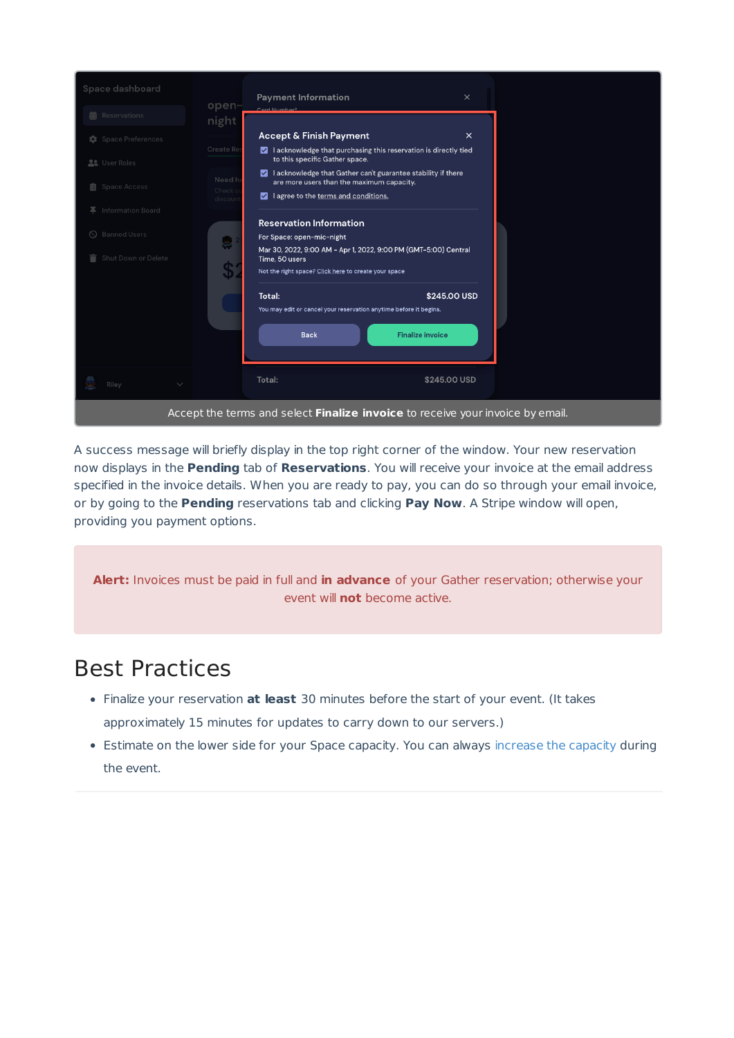Accept the terms and select **Finalize invoice** to receive your invoice by email.

A success message will briefly display in the top right corner of the window. Your new reservation now displays in the **Pending** tab of **Reservations**. You will receive your invoice at the email address specified in the invoice details. When you are ready to pay, you can do so through your email invoice, or by going to the **Pending** reservations tab and clicking **Pay Now**. A Stripe window will open, providing you payment options.

> **Alert:** Invoices must be paid in full and **in advance** of your Gather reservation; otherwise your event will **not** become active.

# Best Practices

- Finalize your reservation **at least** 30 minutes before the start of your event. (It takes approximately 15 minutes for updates to carry down to our servers.)
- Estimate on the lower side for your Space capacity. You can always increase the capacity during the event.